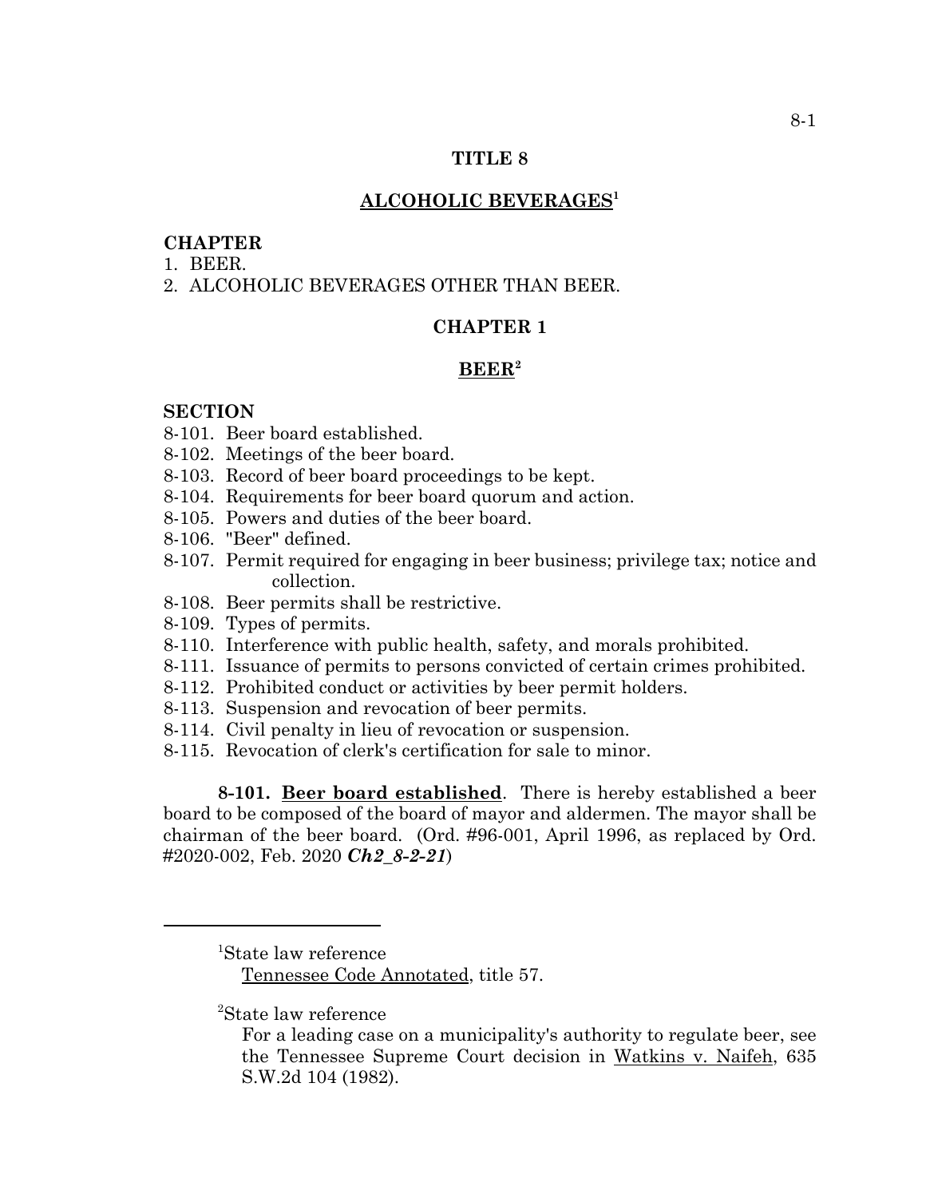# TITLE 8

## ALCOHOLIC BEVERAGES[1]

**CHAPTER**

1. BEER.
2. ALCOHOLIC BEVERAGES OTHER THAN BEER.

## CHAPTER 1

## BEER[2]

**SECTION**

8-101. Beer board established.
8-102. Meetings of the beer board.
8-103. Record of beer board proceedings to be kept.
8-104. Requirements for beer board quorum and action.
8-105. Powers and duties of the beer board.
8-106. "Beer" defined.
8-107. Permit required for engaging in beer business; privilege tax; notice and collection.
8-108. Beer permits shall be restrictive.
8-109. Types of permits.
8-110. Interference with public health, safety, and morals prohibited.
8-111. Issuance of permits to persons convicted of certain crimes prohibited.
8-112. Prohibited conduct or activities by beer permit holders.
8-113. Suspension and revocation of beer permits.
8-114. Civil penalty in lieu of revocation or suspension.
8-115. Revocation of clerk's certification for sale to minor.

**8-101. Beer board established**. There is hereby established a beer board to be composed of the board of mayor and aldermen. The mayor shall be chairman of the beer board. (Ord. #96-001, April 1996, as replaced by Ord. #2020-002, Feb. 2020 ***Ch2_8-2-21***)

---

[1]State law reference
Tennessee Code Annotated, title 57.

[2]State law reference
For a leading case on a municipality's authority to regulate beer, see the Tennessee Supreme Court decision in Watkins v. Naifeh, 635 S.W.2d 104 (1982).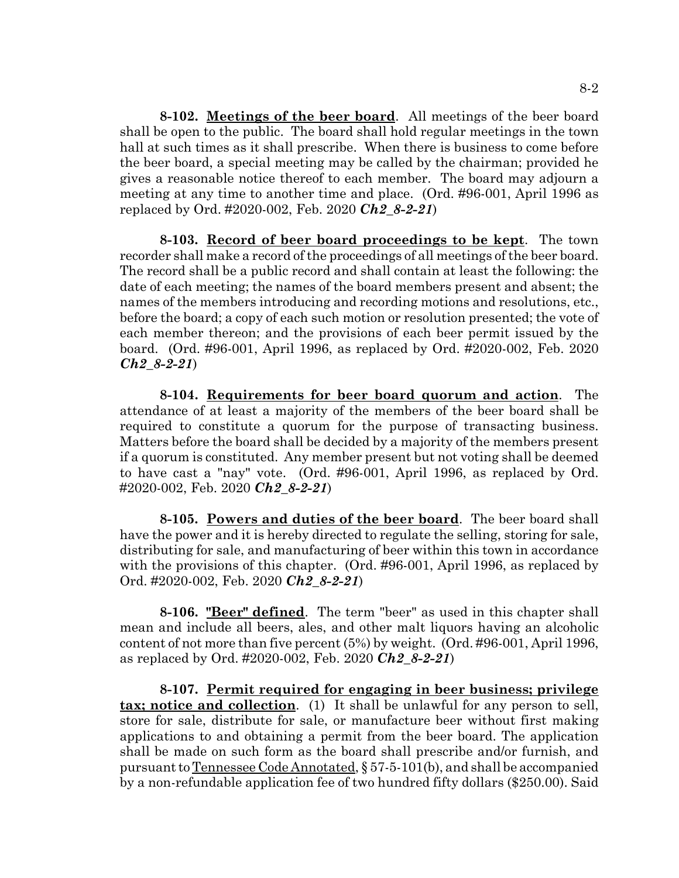**8-102. Meetings of the beer board**. All meetings of the beer board shall be open to the public. The board shall hold regular meetings in the town hall at such times as it shall prescribe. When there is business to come before the beer board, a special meeting may be called by the chairman; provided he gives a reasonable notice thereof to each member. The board may adjourn a meeting at any time to another time and place. (Ord. #96-001, April 1996 as replaced by Ord. #2020-002, Feb. 2020 ***Ch2_8-2-21***)

**8-103. Record of beer board proceedings to be kept**. The town recorder shall make a record of the proceedings of all meetings of the beer board. The record shall be a public record and shall contain at least the following: the date of each meeting; the names of the board members present and absent; the names of the members introducing and recording motions and resolutions, etc., before the board; a copy of each such motion or resolution presented; the vote of each member thereon; and the provisions of each beer permit issued by the board. (Ord. #96-001, April 1996, as replaced by Ord. #2020-002, Feb. 2020 ***Ch2_8-2-21***)

**8-104. Requirements for beer board quorum and action**. The attendance of at least a majority of the members of the beer board shall be required to constitute a quorum for the purpose of transacting business. Matters before the board shall be decided by a majority of the members present if a quorum is constituted. Any member present but not voting shall be deemed to have cast a "nay" vote. (Ord. #96-001, April 1996, as replaced by Ord. #2020-002, Feb. 2020 ***Ch2_8-2-21***)

**8-105. Powers and duties of the beer board**. The beer board shall have the power and it is hereby directed to regulate the selling, storing for sale, distributing for sale, and manufacturing of beer within this town in accordance with the provisions of this chapter. (Ord. #96-001, April 1996, as replaced by Ord. #2020-002, Feb. 2020 ***Ch2_8-2-21***)

**8-106. "Beer" defined**. The term "beer" as used in this chapter shall mean and include all beers, ales, and other malt liquors having an alcoholic content of not more than five percent (5%) by weight. (Ord. #96-001, April 1996, as replaced by Ord. #2020-002, Feb. 2020 ***Ch2_8-2-21***)

**8-107. Permit required for engaging in beer business; privilege tax; notice and collection**. (1) It shall be unlawful for any person to sell, store for sale, distribute for sale, or manufacture beer without first making applications to and obtaining a permit from the beer board. The application shall be made on such form as the board shall prescribe and/or furnish, and pursuant to Tennessee Code Annotated, § 57-5-101(b), and shall be accompanied by a non-refundable application fee of two hundred fifty dollars ($250.00). Said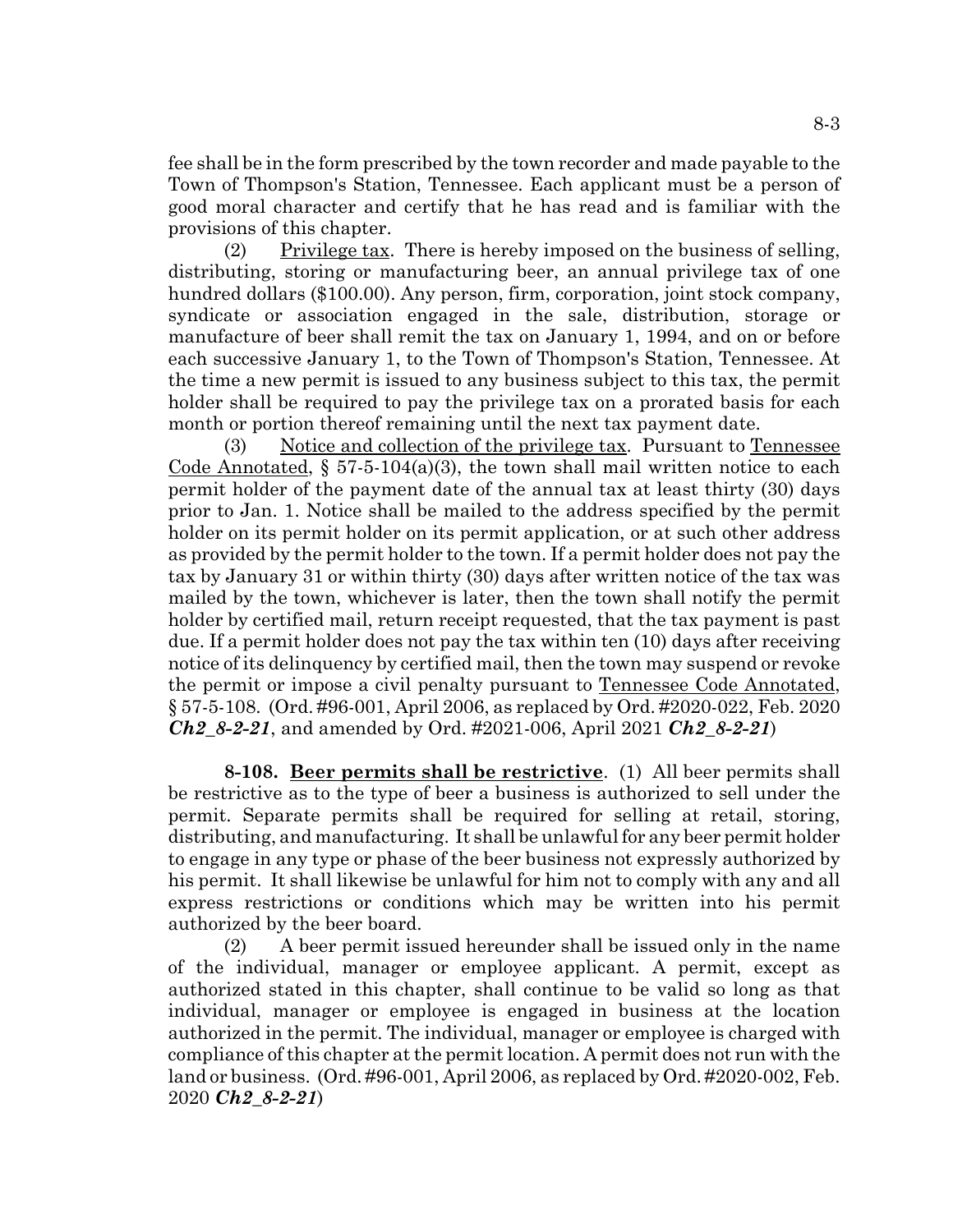fee shall be in the form prescribed by the town recorder and made payable to the Town of Thompson's Station, Tennessee. Each applicant must be a person of good moral character and certify that he has read and is familiar with the provisions of this chapter.

(2) Privilege tax. There is hereby imposed on the business of selling, distributing, storing or manufacturing beer, an annual privilege tax of one hundred dollars ($100.00). Any person, firm, corporation, joint stock company, syndicate or association engaged in the sale, distribution, storage or manufacture of beer shall remit the tax on January 1, 1994, and on or before each successive January 1, to the Town of Thompson's Station, Tennessee. At the time a new permit is issued to any business subject to this tax, the permit holder shall be required to pay the privilege tax on a prorated basis for each month or portion thereof remaining until the next tax payment date.

(3) Notice and collection of the privilege tax. Pursuant to Tennessee Code Annotated, § 57-5-104(a)(3), the town shall mail written notice to each permit holder of the payment date of the annual tax at least thirty (30) days prior to Jan. 1. Notice shall be mailed to the address specified by the permit holder on its permit holder on its permit application, or at such other address as provided by the permit holder to the town. If a permit holder does not pay the tax by January 31 or within thirty (30) days after written notice of the tax was mailed by the town, whichever is later, then the town shall notify the permit holder by certified mail, return receipt requested, that the tax payment is past due. If a permit holder does not pay the tax within ten (10) days after receiving notice of its delinquency by certified mail, then the town may suspend or revoke the permit or impose a civil penalty pursuant to Tennessee Code Annotated, § 57-5-108. (Ord. #96-001, April 2006, as replaced by Ord. #2020-022, Feb. 2020 ***Ch2_8-2-21***, and amended by Ord. #2021-006, April 2021 ***Ch2_8-2-21***)

**8-108. Beer permits shall be restrictive**. (1) All beer permits shall be restrictive as to the type of beer a business is authorized to sell under the permit. Separate permits shall be required for selling at retail, storing, distributing, and manufacturing. It shall be unlawful for any beer permit holder to engage in any type or phase of the beer business not expressly authorized by his permit. It shall likewise be unlawful for him not to comply with any and all express restrictions or conditions which may be written into his permit authorized by the beer board.

(2) A beer permit issued hereunder shall be issued only in the name of the individual, manager or employee applicant. A permit, except as authorized stated in this chapter, shall continue to be valid so long as that individual, manager or employee is engaged in business at the location authorized in the permit. The individual, manager or employee is charged with compliance of this chapter at the permit location. A permit does not run with the land or business. (Ord. #96-001, April 2006, as replaced by Ord. #2020-002, Feb. 2020 ***Ch2_8-2-21***)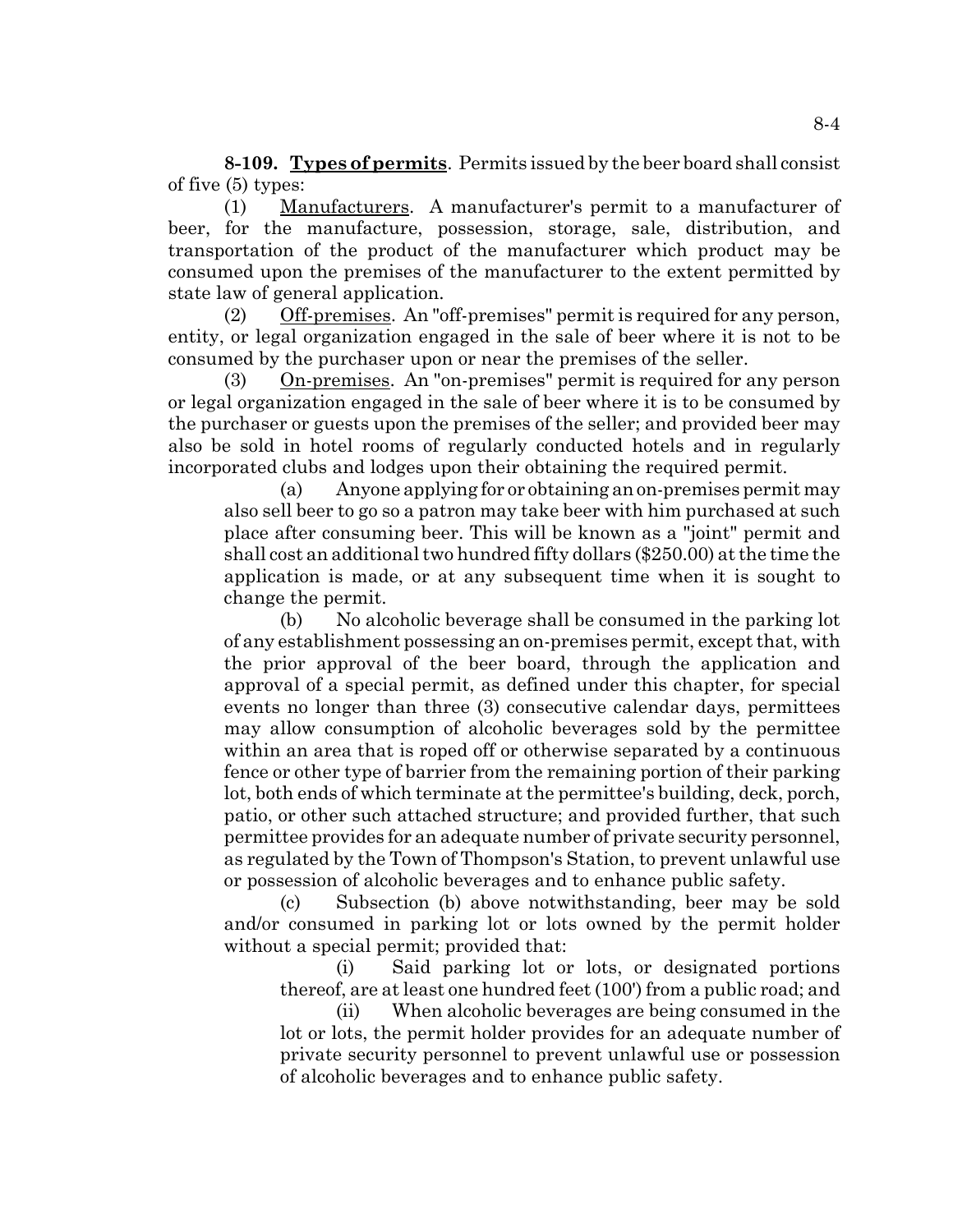**8-109. Types of permits**. Permits issued by the beer board shall consist of five (5) types:

(1) Manufacturers. A manufacturer's permit to a manufacturer of beer, for the manufacture, possession, storage, sale, distribution, and transportation of the product of the manufacturer which product may be consumed upon the premises of the manufacturer to the extent permitted by state law of general application.

(2) Off-premises. An "off-premises" permit is required for any person, entity, or legal organization engaged in the sale of beer where it is not to be consumed by the purchaser upon or near the premises of the seller.

(3) On-premises. An "on-premises" permit is required for any person or legal organization engaged in the sale of beer where it is to be consumed by the purchaser or guests upon the premises of the seller; and provided beer may also be sold in hotel rooms of regularly conducted hotels and in regularly incorporated clubs and lodges upon their obtaining the required permit.

(a) Anyone applying for or obtaining an on-premises permit may also sell beer to go so a patron may take beer with him purchased at such place after consuming beer. This will be known as a "joint" permit and shall cost an additional two hundred fifty dollars ($250.00) at the time the application is made, or at any subsequent time when it is sought to change the permit.

(b) No alcoholic beverage shall be consumed in the parking lot of any establishment possessing an on-premises permit, except that, with the prior approval of the beer board, through the application and approval of a special permit, as defined under this chapter, for special events no longer than three (3) consecutive calendar days, permittees may allow consumption of alcoholic beverages sold by the permittee within an area that is roped off or otherwise separated by a continuous fence or other type of barrier from the remaining portion of their parking lot, both ends of which terminate at the permittee's building, deck, porch, patio, or other such attached structure; and provided further, that such permittee provides for an adequate number of private security personnel, as regulated by the Town of Thompson's Station, to prevent unlawful use or possession of alcoholic beverages and to enhance public safety.

(c) Subsection (b) above notwithstanding, beer may be sold and/or consumed in parking lot or lots owned by the permit holder without a special permit; provided that:

(i) Said parking lot or lots, or designated portions thereof, are at least one hundred feet (100') from a public road; and

(ii) When alcoholic beverages are being consumed in the lot or lots, the permit holder provides for an adequate number of private security personnel to prevent unlawful use or possession of alcoholic beverages and to enhance public safety.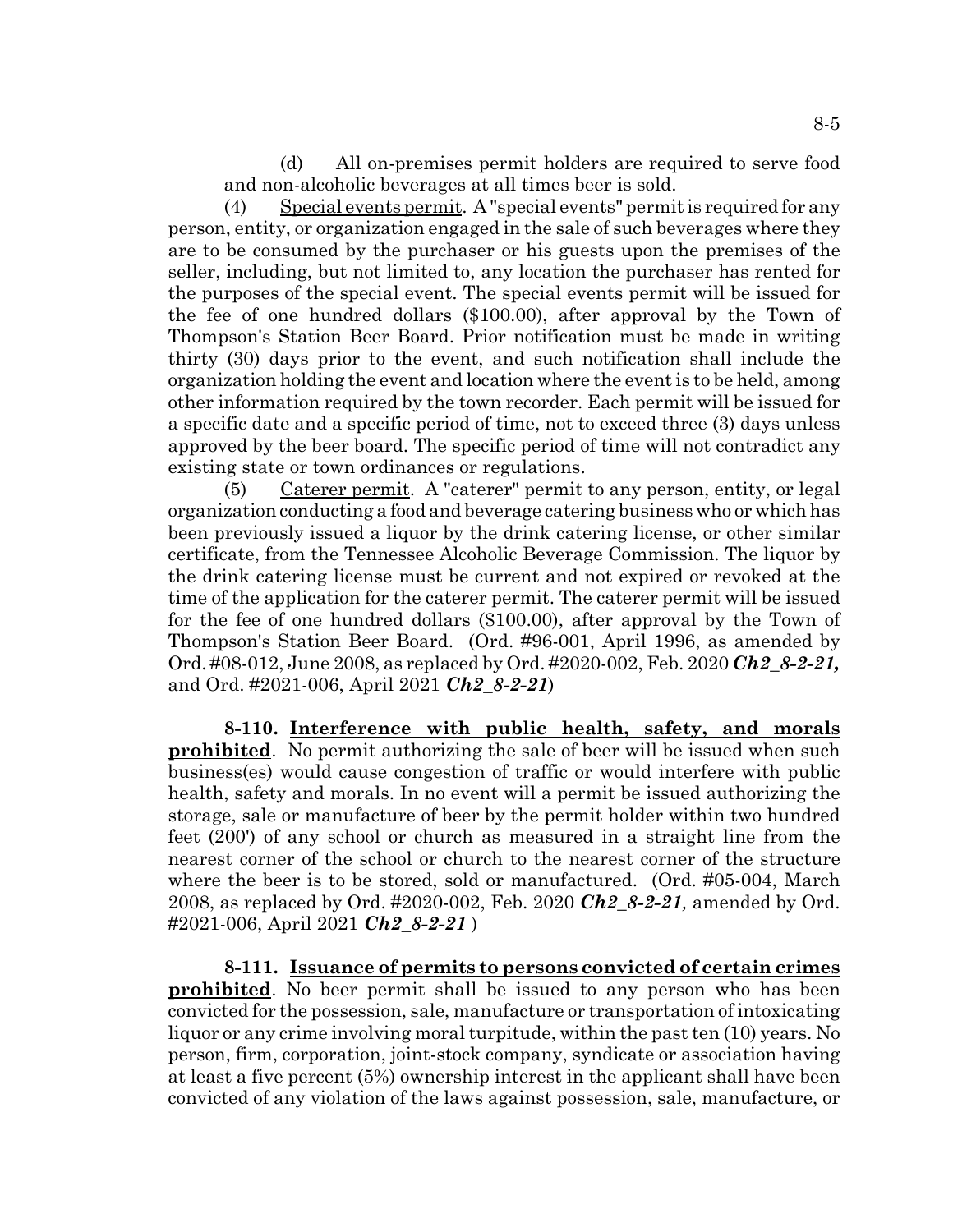(d) All on-premises permit holders are required to serve food and non-alcoholic beverages at all times beer is sold.

(4) Special events permit. A "special events" permit is required for any person, entity, or organization engaged in the sale of such beverages where they are to be consumed by the purchaser or his guests upon the premises of the seller, including, but not limited to, any location the purchaser has rented for the purposes of the special event. The special events permit will be issued for the fee of one hundred dollars ($100.00), after approval by the Town of Thompson's Station Beer Board. Prior notification must be made in writing thirty (30) days prior to the event, and such notification shall include the organization holding the event and location where the event is to be held, among other information required by the town recorder. Each permit will be issued for a specific date and a specific period of time, not to exceed three (3) days unless approved by the beer board. The specific period of time will not contradict any existing state or town ordinances or regulations.

(5) Caterer permit. A "caterer" permit to any person, entity, or legal organization conducting a food and beverage catering business who or which has been previously issued a liquor by the drink catering license, or other similar certificate, from the Tennessee Alcoholic Beverage Commission. The liquor by the drink catering license must be current and not expired or revoked at the time of the application for the caterer permit. The caterer permit will be issued for the fee of one hundred dollars ($100.00), after approval by the Town of Thompson's Station Beer Board. (Ord. #96-001, April 1996, as amended by Ord. #08-012, June 2008, as replaced by Ord. #2020-002, Feb. 2020 ***Ch2_8-2-21,*** and Ord. #2021-006, April 2021 ***Ch2_8-2-21***)

**8-110. Interference with public health, safety, and morals prohibited**. No permit authorizing the sale of beer will be issued when such business(es) would cause congestion of traffic or would interfere with public health, safety and morals. In no event will a permit be issued authorizing the storage, sale or manufacture of beer by the permit holder within two hundred feet (200') of any school or church as measured in a straight line from the nearest corner of the school or church to the nearest corner of the structure where the beer is to be stored, sold or manufactured. (Ord. #05-004, March 2008, as replaced by Ord. #2020-002, Feb. 2020 ***Ch2_8-2-21,*** amended by Ord. #2021-006, April 2021 ***Ch2_8-2-21*** )

**8-111. Issuance of permits to persons convicted of certain crimes prohibited**. No beer permit shall be issued to any person who has been convicted for the possession, sale, manufacture or transportation of intoxicating liquor or any crime involving moral turpitude, within the past ten (10) years. No person, firm, corporation, joint-stock company, syndicate or association having at least a five percent (5%) ownership interest in the applicant shall have been convicted of any violation of the laws against possession, sale, manufacture, or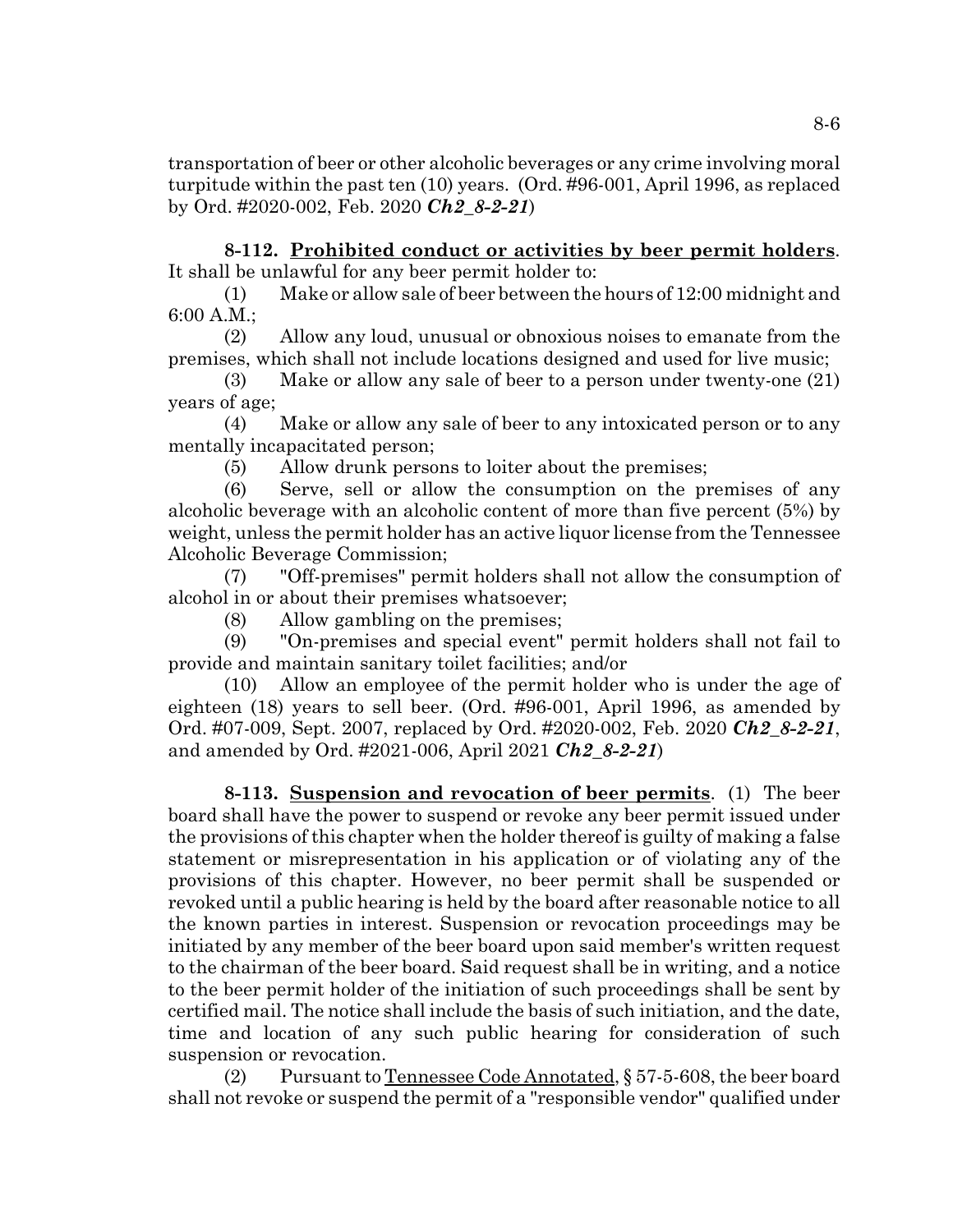transportation of beer or other alcoholic beverages or any crime involving moral turpitude within the past ten (10) years. (Ord. #96-001, April 1996, as replaced by Ord. #2020-002, Feb. 2020 ***Ch2_8-2-21***)

**8-112. Prohibited conduct or activities by beer permit holders**. It shall be unlawful for any beer permit holder to:

(1) Make or allow sale of beer between the hours of 12:00 midnight and 6:00 A.M.;

(2) Allow any loud, unusual or obnoxious noises to emanate from the premises, which shall not include locations designed and used for live music;

(3) Make or allow any sale of beer to a person under twenty-one (21) years of age;

(4) Make or allow any sale of beer to any intoxicated person or to any mentally incapacitated person;

(5) Allow drunk persons to loiter about the premises;

(6) Serve, sell or allow the consumption on the premises of any alcoholic beverage with an alcoholic content of more than five percent (5%) by weight, unless the permit holder has an active liquor license from the Tennessee Alcoholic Beverage Commission;

(7) "Off-premises" permit holders shall not allow the consumption of alcohol in or about their premises whatsoever;

(8) Allow gambling on the premises;

(9) "On-premises and special event" permit holders shall not fail to provide and maintain sanitary toilet facilities; and/or

(10) Allow an employee of the permit holder who is under the age of eighteen (18) years to sell beer. (Ord. #96-001, April 1996, as amended by Ord. #07-009, Sept. 2007, replaced by Ord. #2020-002, Feb. 2020 ***Ch2_8-2-21***, and amended by Ord. #2021-006, April 2021 ***Ch2_8-2-21***)

**8-113. Suspension and revocation of beer permits**. (1) The beer board shall have the power to suspend or revoke any beer permit issued under the provisions of this chapter when the holder thereof is guilty of making a false statement or misrepresentation in his application or of violating any of the provisions of this chapter. However, no beer permit shall be suspended or revoked until a public hearing is held by the board after reasonable notice to all the known parties in interest. Suspension or revocation proceedings may be initiated by any member of the beer board upon said member's written request to the chairman of the beer board. Said request shall be in writing, and a notice to the beer permit holder of the initiation of such proceedings shall be sent by certified mail. The notice shall include the basis of such initiation, and the date, time and location of any such public hearing for consideration of such suspension or revocation.

(2) Pursuant to Tennessee Code Annotated, § 57-5-608, the beer board shall not revoke or suspend the permit of a "responsible vendor" qualified under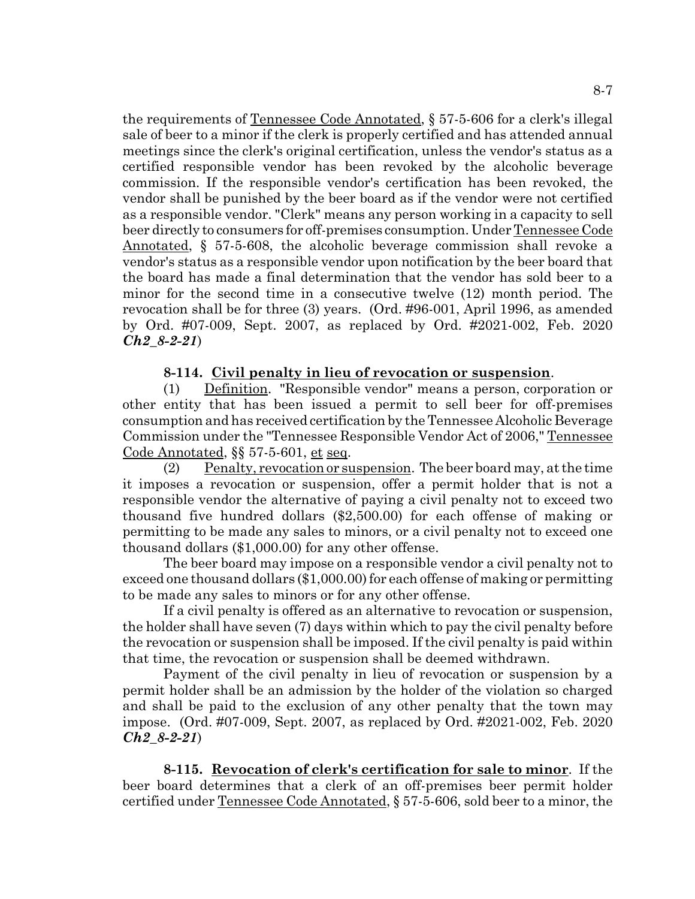the requirements of Tennessee Code Annotated, § 57-5-606 for a clerk's illegal sale of beer to a minor if the clerk is properly certified and has attended annual meetings since the clerk's original certification, unless the vendor's status as a certified responsible vendor has been revoked by the alcoholic beverage commission. If the responsible vendor's certification has been revoked, the vendor shall be punished by the beer board as if the vendor were not certified as a responsible vendor. "Clerk" means any person working in a capacity to sell beer directly to consumers for off-premises consumption. Under Tennessee Code Annotated, § 57-5-608, the alcoholic beverage commission shall revoke a vendor's status as a responsible vendor upon notification by the beer board that the board has made a final determination that the vendor has sold beer to a minor for the second time in a consecutive twelve (12) month period. The revocation shall be for three (3) years. (Ord. #96-001, April 1996, as amended by Ord. #07-009, Sept. 2007, as replaced by Ord. #2021-002, Feb. 2020 ***Ch2_8-2-21***)

**8-114. Civil penalty in lieu of revocation or suspension**.

(1) Definition. "Responsible vendor" means a person, corporation or other entity that has been issued a permit to sell beer for off-premises consumption and has received certification by the Tennessee Alcoholic Beverage Commission under the "Tennessee Responsible Vendor Act of 2006," Tennessee Code Annotated, §§ 57-5-601, et seq.

(2) Penalty, revocation or suspension. The beer board may, at the time it imposes a revocation or suspension, offer a permit holder that is not a responsible vendor the alternative of paying a civil penalty not to exceed two thousand five hundred dollars ($2,500.00) for each offense of making or permitting to be made any sales to minors, or a civil penalty not to exceed one thousand dollars ($1,000.00) for any other offense.

The beer board may impose on a responsible vendor a civil penalty not to exceed one thousand dollars ($1,000.00) for each offense of making or permitting to be made any sales to minors or for any other offense.

If a civil penalty is offered as an alternative to revocation or suspension, the holder shall have seven (7) days within which to pay the civil penalty before the revocation or suspension shall be imposed. If the civil penalty is paid within that time, the revocation or suspension shall be deemed withdrawn.

Payment of the civil penalty in lieu of revocation or suspension by a permit holder shall be an admission by the holder of the violation so charged and shall be paid to the exclusion of any other penalty that the town may impose. (Ord. #07-009, Sept. 2007, as replaced by Ord. #2021-002, Feb. 2020 ***Ch2_8-2-21***)

**8-115. Revocation of clerk's certification for sale to minor**. If the beer board determines that a clerk of an off-premises beer permit holder certified under Tennessee Code Annotated, § 57-5-606, sold beer to a minor, the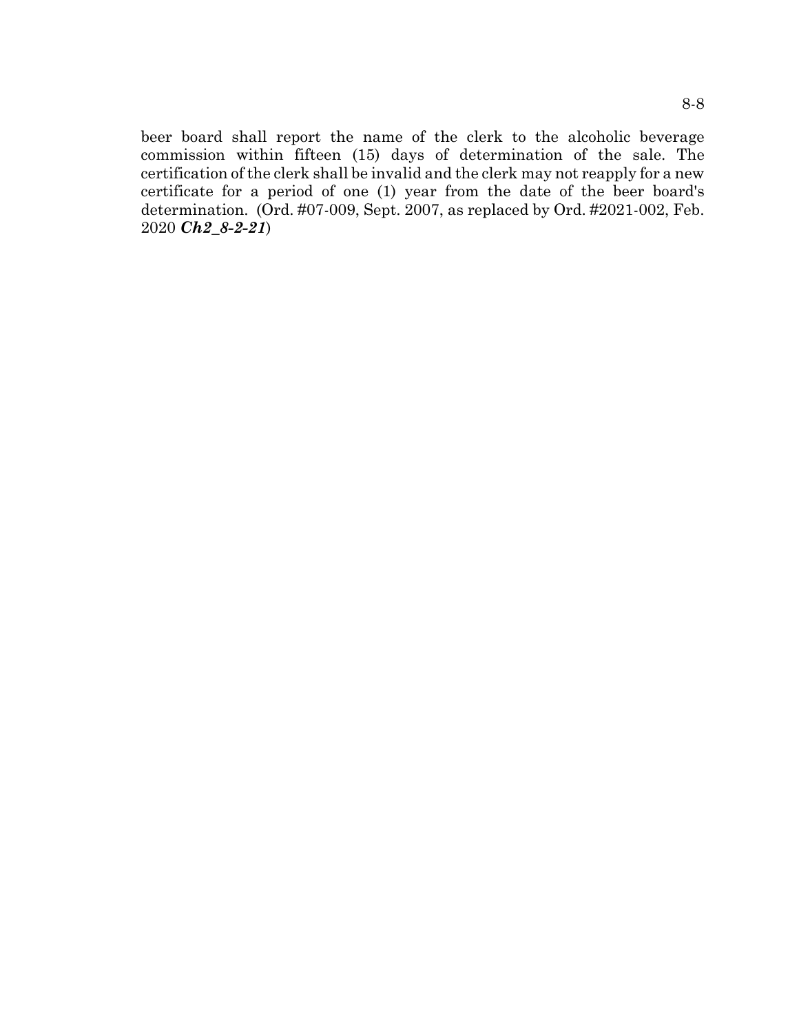beer board shall report the name of the clerk to the alcoholic beverage commission within fifteen (15) days of determination of the sale. The certification of the clerk shall be invalid and the clerk may not reapply for a new certificate for a period of one (1) year from the date of the beer board's determination. (Ord. #07-009, Sept. 2007, as replaced by Ord. #2021-002, Feb. 2020 ***Ch2_8-2-21***)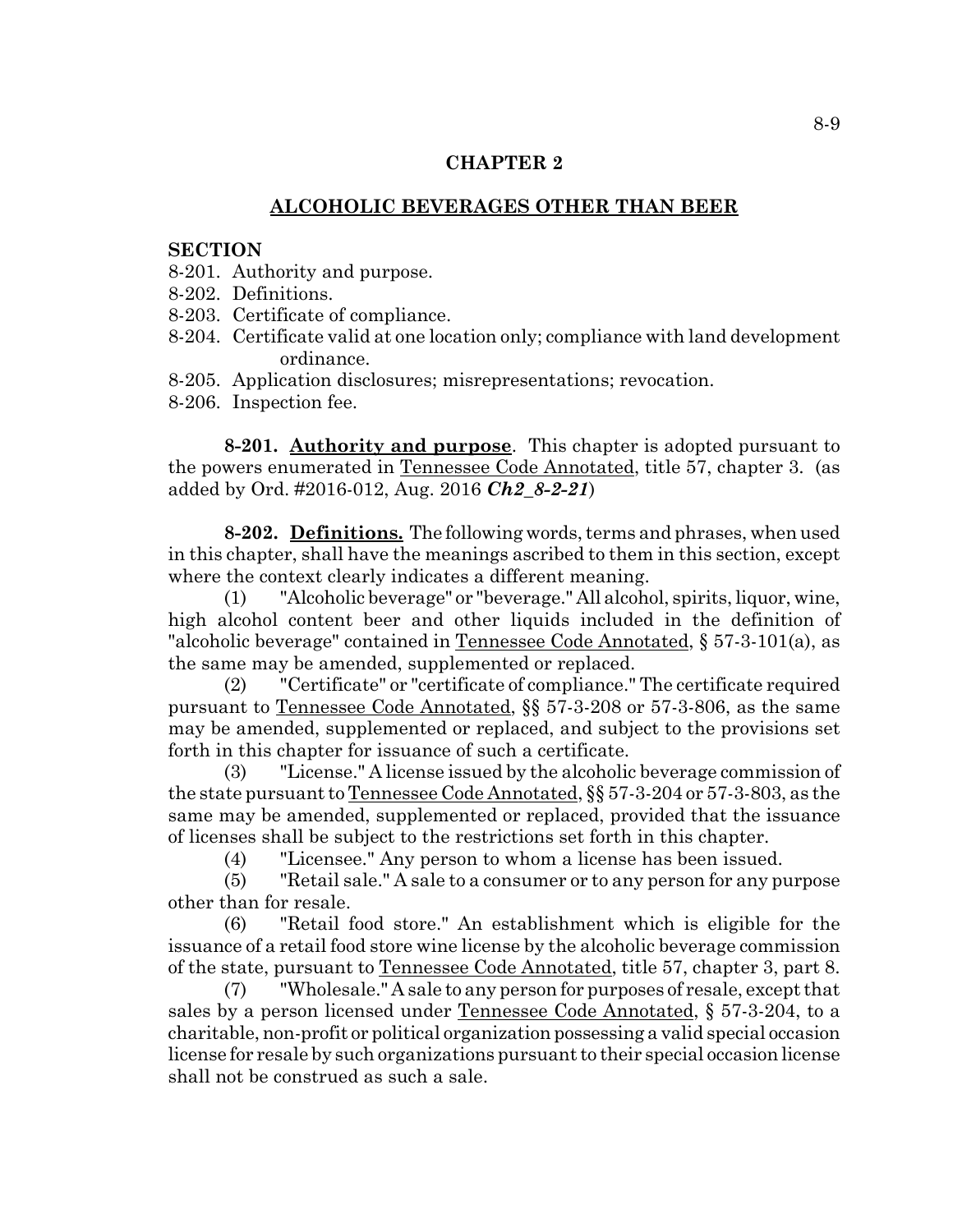## CHAPTER 2

## ALCOHOLIC BEVERAGES OTHER THAN BEER

**SECTION**

8-201. Authority and purpose.
8-202. Definitions.
8-203. Certificate of compliance.
8-204. Certificate valid at one location only; compliance with land development ordinance.
8-205. Application disclosures; misrepresentations; revocation.
8-206. Inspection fee.

**8-201. Authority and purpose**. This chapter is adopted pursuant to the powers enumerated in Tennessee Code Annotated, title 57, chapter 3. (as added by Ord. #2016-012, Aug. 2016 ***Ch2_8-2-21***)

**8-202. Definitions.** The following words, terms and phrases, when used in this chapter, shall have the meanings ascribed to them in this section, except where the context clearly indicates a different meaning.

(1) "Alcoholic beverage" or "beverage." All alcohol, spirits, liquor, wine, high alcohol content beer and other liquids included in the definition of "alcoholic beverage" contained in Tennessee Code Annotated, § 57-3-101(a), as the same may be amended, supplemented or replaced.

(2) "Certificate" or "certificate of compliance." The certificate required pursuant to Tennessee Code Annotated, §§ 57-3-208 or 57-3-806, as the same may be amended, supplemented or replaced, and subject to the provisions set forth in this chapter for issuance of such a certificate.

(3) "License." A license issued by the alcoholic beverage commission of the state pursuant to Tennessee Code Annotated, §§ 57-3-204 or 57-3-803, as the same may be amended, supplemented or replaced, provided that the issuance of licenses shall be subject to the restrictions set forth in this chapter.

(4) "Licensee." Any person to whom a license has been issued.

(5) "Retail sale." A sale to a consumer or to any person for any purpose other than for resale.

(6) "Retail food store." An establishment which is eligible for the issuance of a retail food store wine license by the alcoholic beverage commission of the state, pursuant to Tennessee Code Annotated, title 57, chapter 3, part 8.

(7) "Wholesale." A sale to any person for purposes of resale, except that sales by a person licensed under Tennessee Code Annotated, § 57-3-204, to a charitable, non-profit or political organization possessing a valid special occasion license for resale by such organizations pursuant to their special occasion license shall not be construed as such a sale.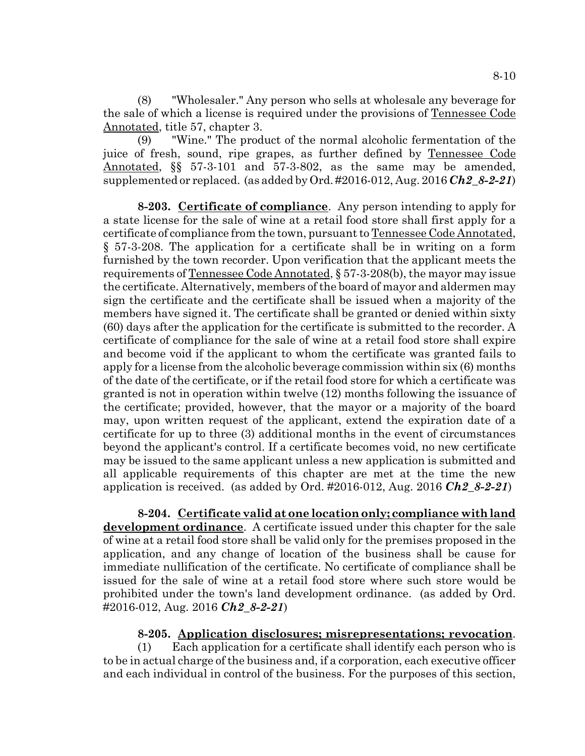(8) "Wholesaler." Any person who sells at wholesale any beverage for the sale of which a license is required under the provisions of Tennessee Code Annotated, title 57, chapter 3.

(9) "Wine." The product of the normal alcoholic fermentation of the juice of fresh, sound, ripe grapes, as further defined by Tennessee Code Annotated, §§ 57-3-101 and 57-3-802, as the same may be amended, supplemented or replaced. (as added by Ord. #2016-012, Aug. 2016 ***Ch2_8-2-21***)

**8-203. Certificate of compliance**. Any person intending to apply for a state license for the sale of wine at a retail food store shall first apply for a certificate of compliance from the town, pursuant to Tennessee Code Annotated, § 57-3-208. The application for a certificate shall be in writing on a form furnished by the town recorder. Upon verification that the applicant meets the requirements of Tennessee Code Annotated, § 57-3-208(b), the mayor may issue the certificate. Alternatively, members of the board of mayor and aldermen may sign the certificate and the certificate shall be issued when a majority of the members have signed it. The certificate shall be granted or denied within sixty (60) days after the application for the certificate is submitted to the recorder. A certificate of compliance for the sale of wine at a retail food store shall expire and become void if the applicant to whom the certificate was granted fails to apply for a license from the alcoholic beverage commission within six (6) months of the date of the certificate, or if the retail food store for which a certificate was granted is not in operation within twelve (12) months following the issuance of the certificate; provided, however, that the mayor or a majority of the board may, upon written request of the applicant, extend the expiration date of a certificate for up to three (3) additional months in the event of circumstances beyond the applicant's control. If a certificate becomes void, no new certificate may be issued to the same applicant unless a new application is submitted and all applicable requirements of this chapter are met at the time the new application is received. (as added by Ord. #2016-012, Aug. 2016 ***Ch2_8-2-21***)

**8-204. Certificate valid at one location only; compliance with land development ordinance**. A certificate issued under this chapter for the sale of wine at a retail food store shall be valid only for the premises proposed in the application, and any change of location of the business shall be cause for immediate nullification of the certificate. No certificate of compliance shall be issued for the sale of wine at a retail food store where such store would be prohibited under the town's land development ordinance. (as added by Ord. #2016-012, Aug. 2016 ***Ch2_8-2-21***)

**8-205. Application disclosures; misrepresentations; revocation**.

(1) Each application for a certificate shall identify each person who is to be in actual charge of the business and, if a corporation, each executive officer and each individual in control of the business. For the purposes of this section,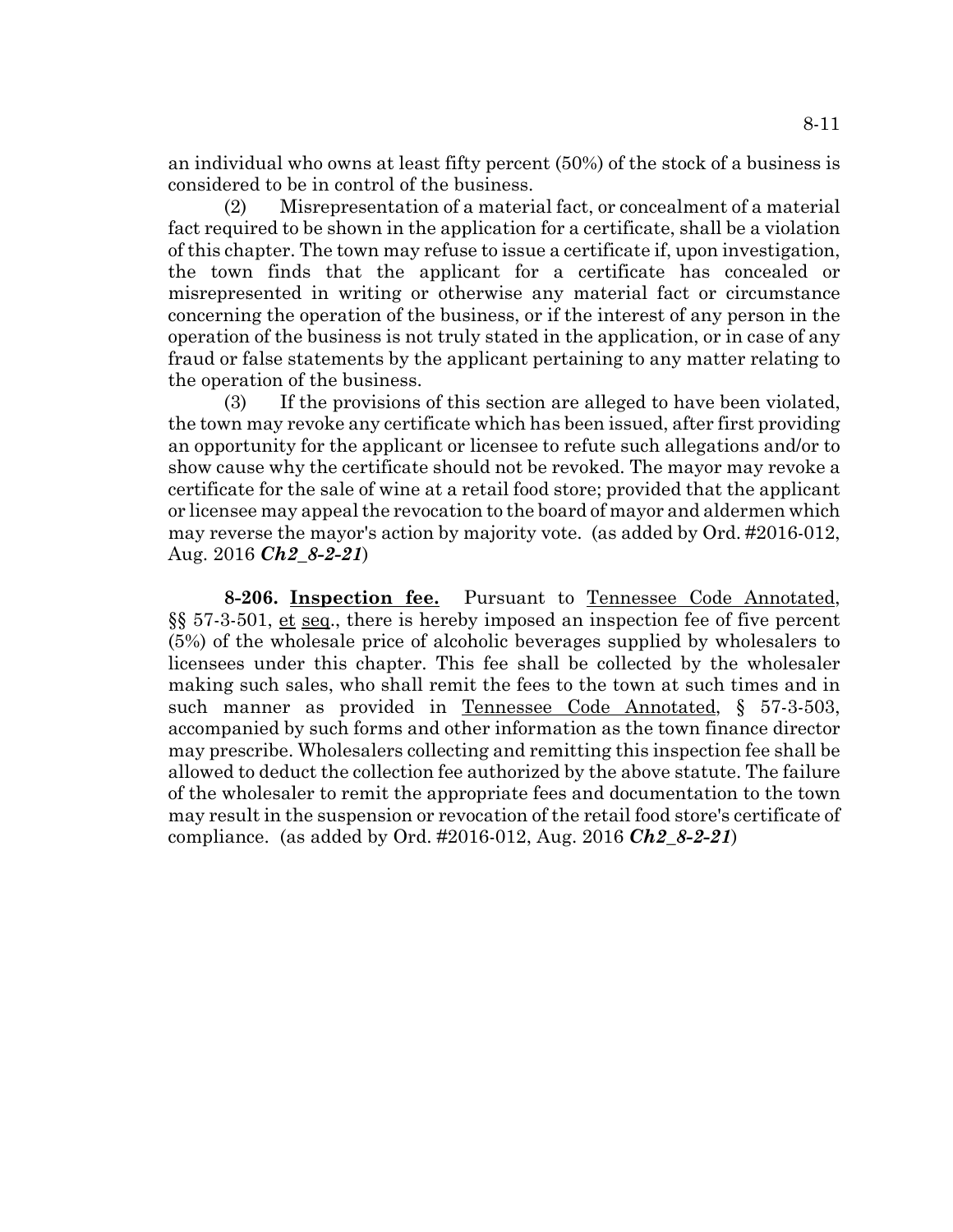an individual who owns at least fifty percent (50%) of the stock of a business is considered to be in control of the business.

(2) Misrepresentation of a material fact, or concealment of a material fact required to be shown in the application for a certificate, shall be a violation of this chapter. The town may refuse to issue a certificate if, upon investigation, the town finds that the applicant for a certificate has concealed or misrepresented in writing or otherwise any material fact or circumstance concerning the operation of the business, or if the interest of any person in the operation of the business is not truly stated in the application, or in case of any fraud or false statements by the applicant pertaining to any matter relating to the operation of the business.

(3) If the provisions of this section are alleged to have been violated, the town may revoke any certificate which has been issued, after first providing an opportunity for the applicant or licensee to refute such allegations and/or to show cause why the certificate should not be revoked. The mayor may revoke a certificate for the sale of wine at a retail food store; provided that the applicant or licensee may appeal the revocation to the board of mayor and aldermen which may reverse the mayor's action by majority vote. (as added by Ord. #2016-012, Aug. 2016 ***Ch2_8-2-21***)

**8-206. Inspection fee.** Pursuant to Tennessee Code Annotated, §§ 57-3-501, et seq., there is hereby imposed an inspection fee of five percent (5%) of the wholesale price of alcoholic beverages supplied by wholesalers to licensees under this chapter. This fee shall be collected by the wholesaler making such sales, who shall remit the fees to the town at such times and in such manner as provided in Tennessee Code Annotated, § 57-3-503, accompanied by such forms and other information as the town finance director may prescribe. Wholesalers collecting and remitting this inspection fee shall be allowed to deduct the collection fee authorized by the above statute. The failure of the wholesaler to remit the appropriate fees and documentation to the town may result in the suspension or revocation of the retail food store's certificate of compliance. (as added by Ord. #2016-012, Aug. 2016 ***Ch2_8-2-21***)